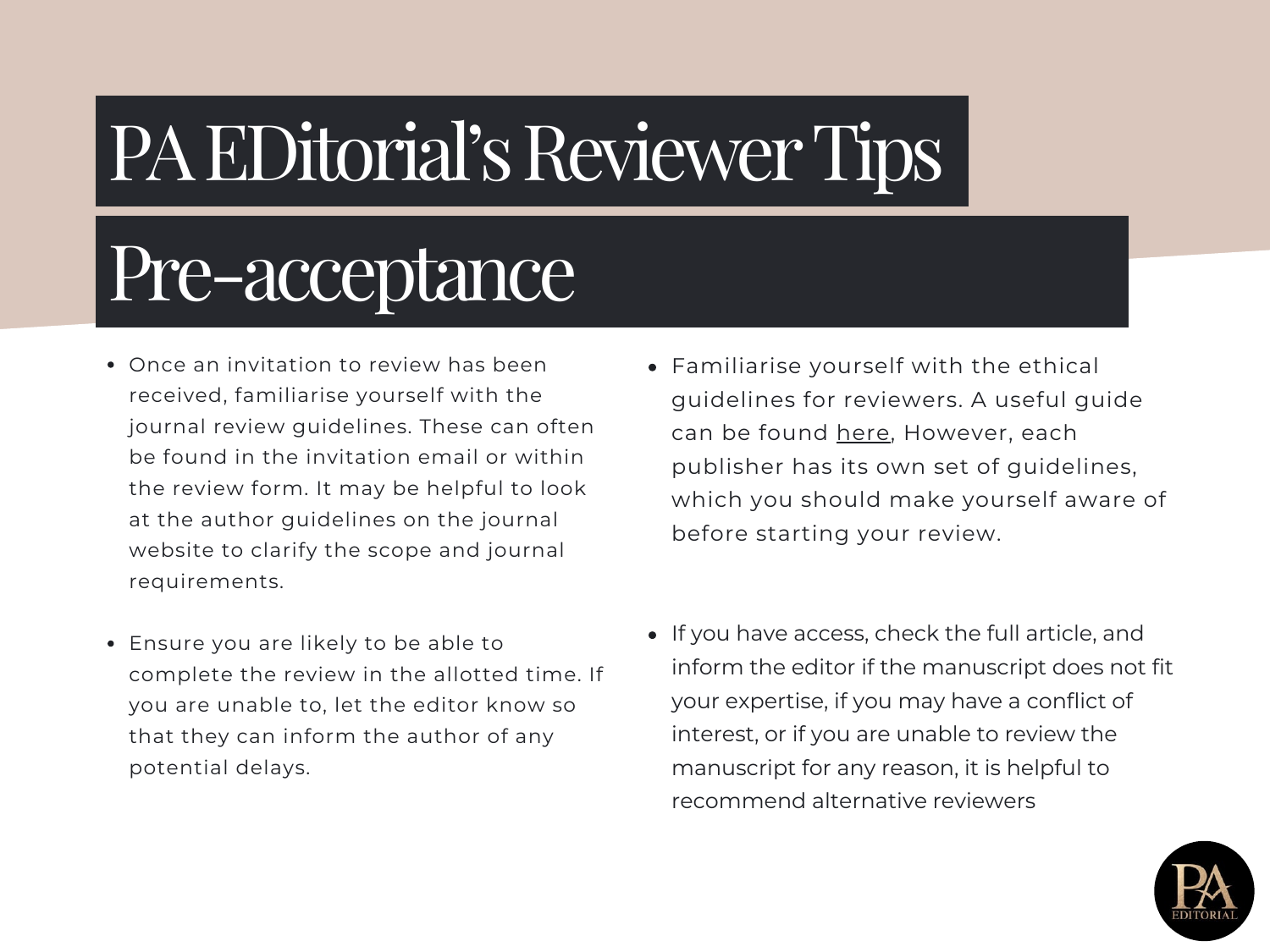# PA EDitorial's Reviewer Tips

## Pre-acceptance

- Once an invitation to review has been received, familiarise yourself with the journal review guidelines. These can often be found in the invitation email or within the review form. It may be helpful to look at the author guidelines on the journal website to clarify the scope and journal requirements.
- Ensure you are likely to be able to complete the review in the allotted time. If you are unable to, let the editor know so that they can inform the author of any potential delays.
- Familiarise yourself with the ethical guidelines for reviewers. A useful guide can be found here, However, each publisher has its own set of guidelines, which you should make yourself aware of before starting your review.
- If you have access, check the full article, and inform the editor if the manuscript does not fit your expertise, if you may have a conflict of interest, or if you are unable to review the manuscript for any reason, it is helpful to recommend alternative reviewers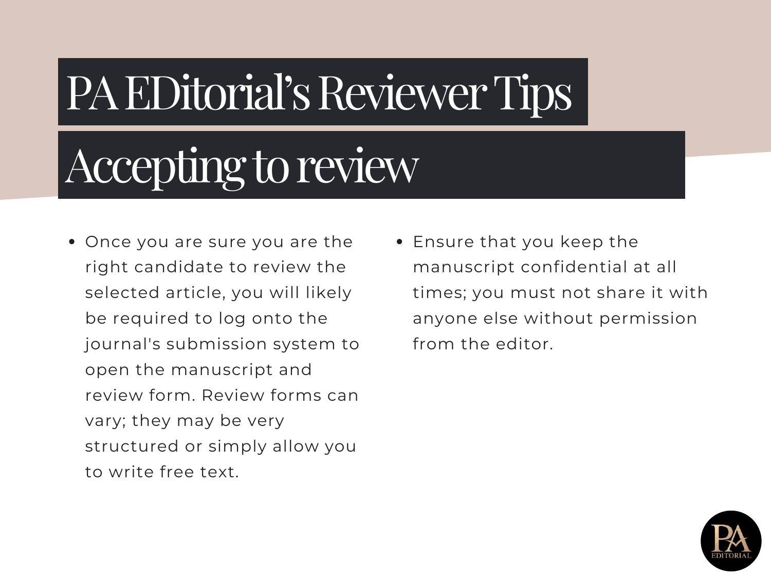# PA EDitorial's Reviewer Tips

## Accepting to review

- Once you are sure you are the right candidate to review the selected article, you will likely be required to log onto the journal's submission system to open the manuscript and review form. Review forms can vary; they may be very structured or simply allow you to write free text.
- Ensure that you keep the manuscript confidential at all times; you must not share it with anyone else without permission from the editor.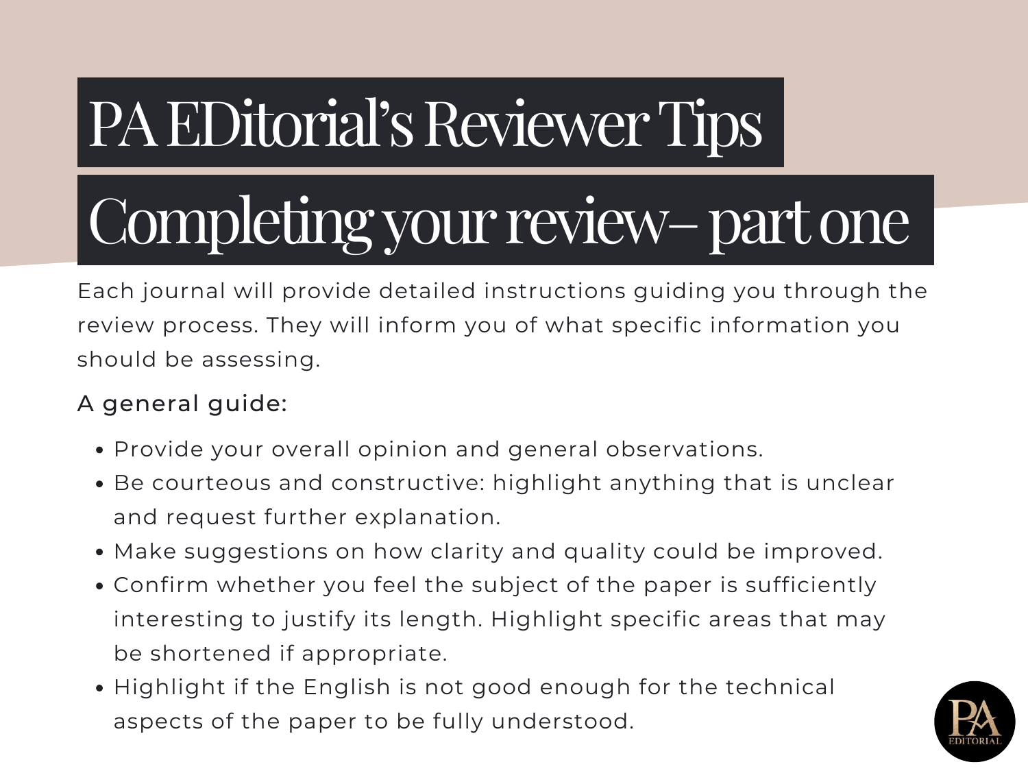# PA EDitorial's Reviewer Tips

## Completing your review– part one

Each journal will provide detailed instructions guiding you through the review process. They will inform you of what specific information you should be assessing.

A general guide:

- Provide your overall opinion and general observations.
- Be courteous and constructive: highlight anything that is unclear and request further explanation.
- Make suggestions on how clarity and quality could be improved.
- Confirm whether you feel the subject of the paper is sufficiently interesting to justify its length. Highlight specific areas that may be shortened if appropriate.
- Highlight if the English is not good enough for the technical aspects of the paper to be fully understood.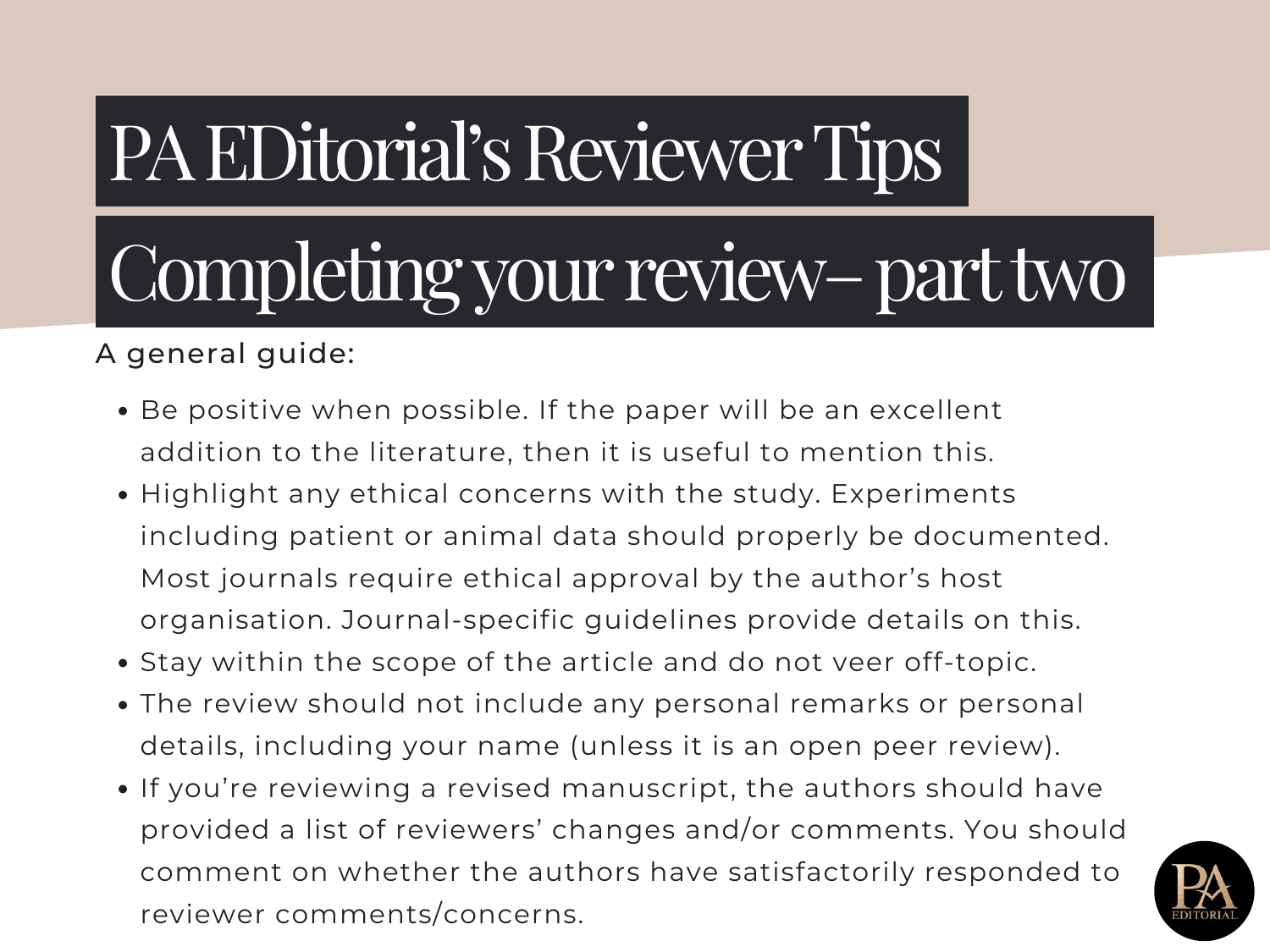# PA EDitorial's Reviewer Tips

# Completing your review– part two

A general guide:

- Be positive when possible. If the paper will be an excellent addition to the literature, then it is useful to mention this.
- Highlight any ethical concerns with the study. Experiments including patient or animal data should properly be documented. Most journals require ethical approval by the author's host organisation. Journal-specific guidelines provide details on this.
- Stay within the scope of the article and do not veer off-topic.
- The review should not include any personal remarks or personal details, including your name (unless it is an open peer review).
- If you're reviewing a revised manuscript, the authors should have provided a list of reviewers' changes and/or comments. You should comment on whether the authors have satisfactorily responded to reviewer comments/concerns.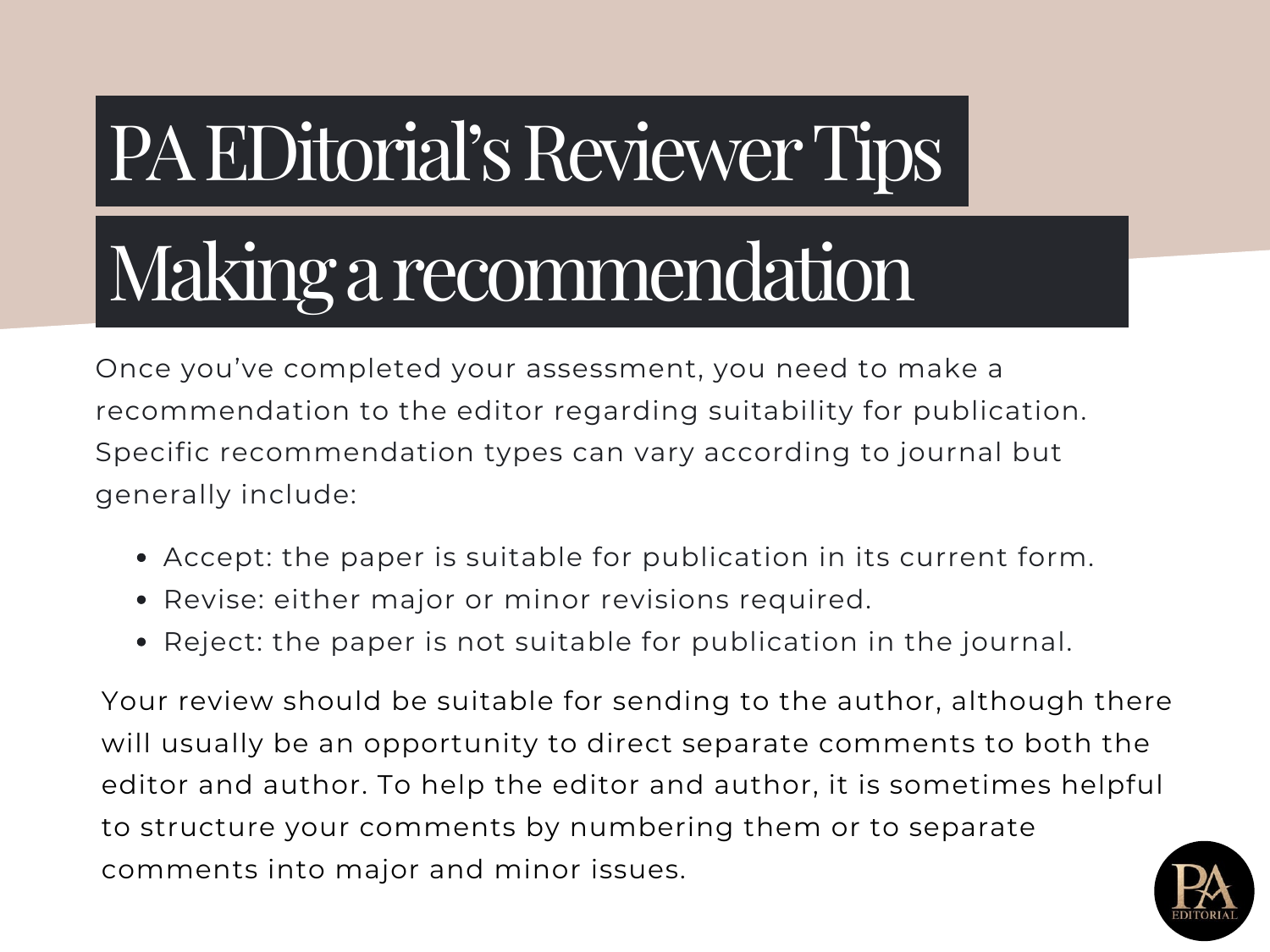# PA EDitorial's Reviewer Tips

## Making a recommendation

Once you've completed your assessment, you need to make a recommendation to the editor regarding suitability for publication. Specific recommendation types can vary according to journal but generally include:

- Accept: the paper is suitable for publication in its current form.
- Revise: either major or minor revisions required.
- Reject: the paper is not suitable for publication in the journal.

Your review should be suitable for sending to the author, although there will usually be an opportunity to direct separate comments to both the editor and author. To help the editor and author, it is sometimes helpful to structure your comments by numbering them or to separate comments into major and minor issues.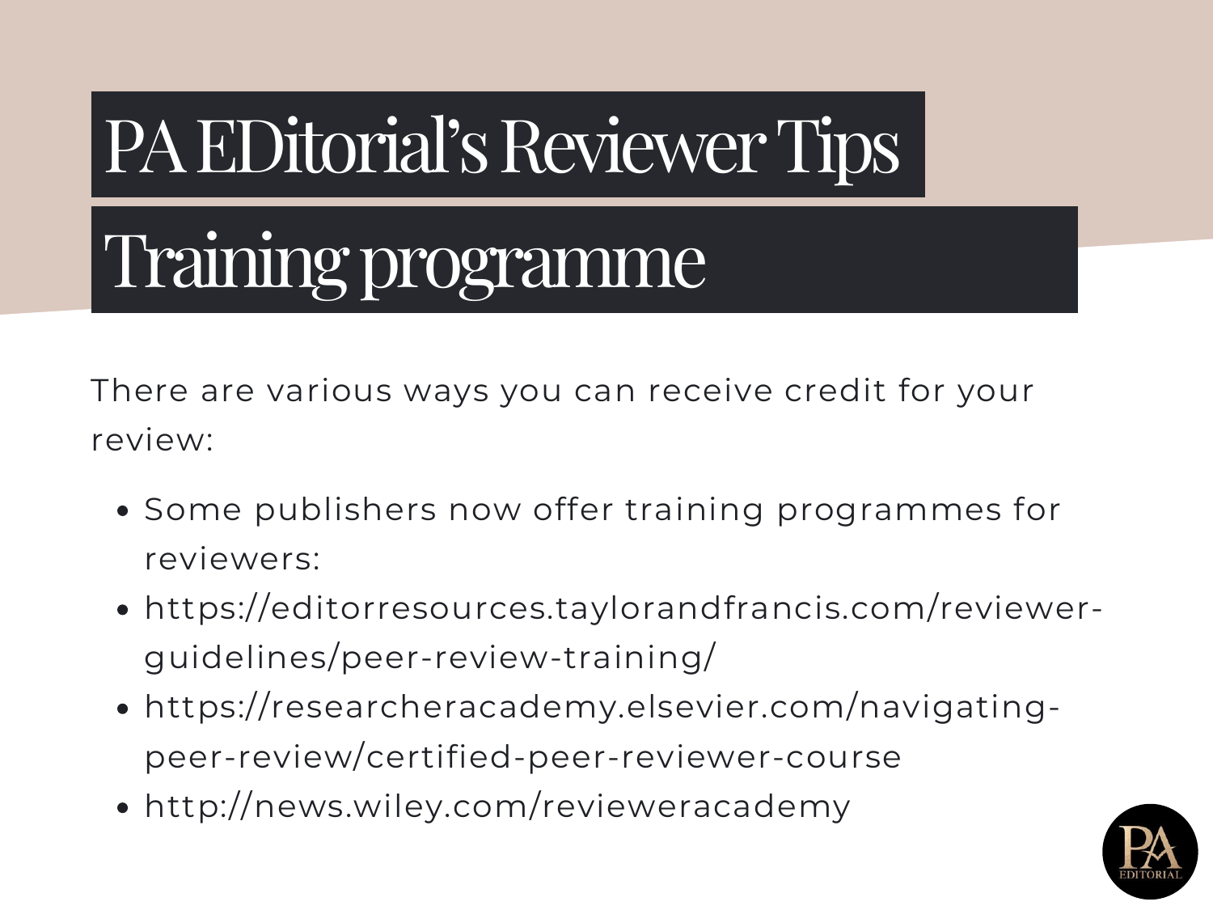# PA EDitorial's Reviewer Tips

## Training programme

There are various ways you can receive credit for your review:

- Some publishers now offer training programmes for reviewers:
- https://editorresources.taylorandfrancis.com/reviewer-guidelines/peer-review-training/
- https://researcheracademy.elsevier.com/navigating-peer-review/certified-peer-reviewer-course
- http://news.wiley.com/revieweracademy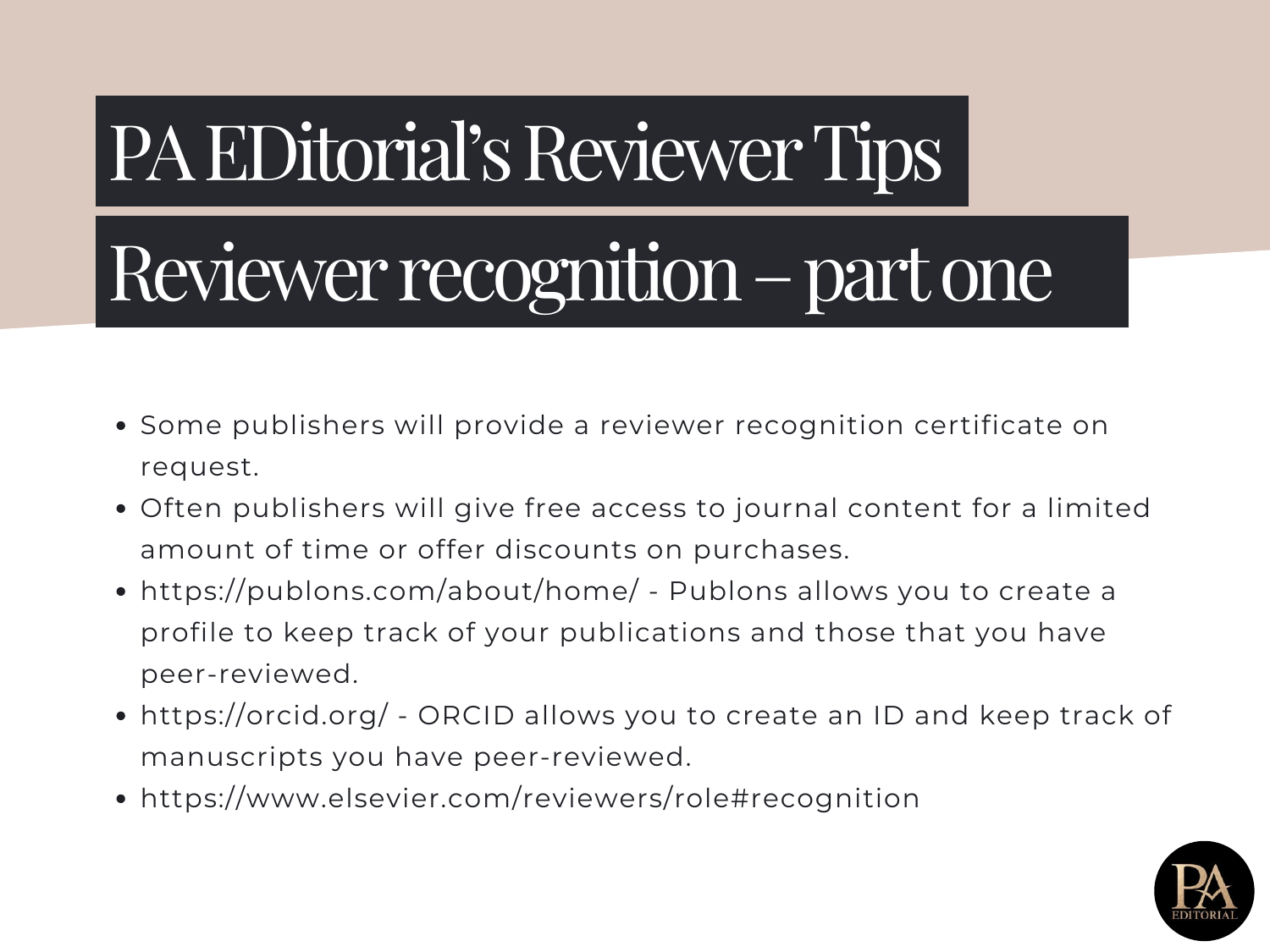# PA EDitorial's Reviewer Tips

## Reviewer recognition – part one

- Some publishers will provide a reviewer recognition certificate on request.
- Often publishers will give free access to journal content for a limited amount of time or offer discounts on purchases.
- https://publons.com/about/home/ - Publons allows you to create a profile to keep track of your publications and those that you have peer-reviewed.
- https://orcid.org/ - ORCID allows you to create an ID and keep track of manuscripts you have peer-reviewed.
- https://www.elsevier.com/reviewers/role#recognition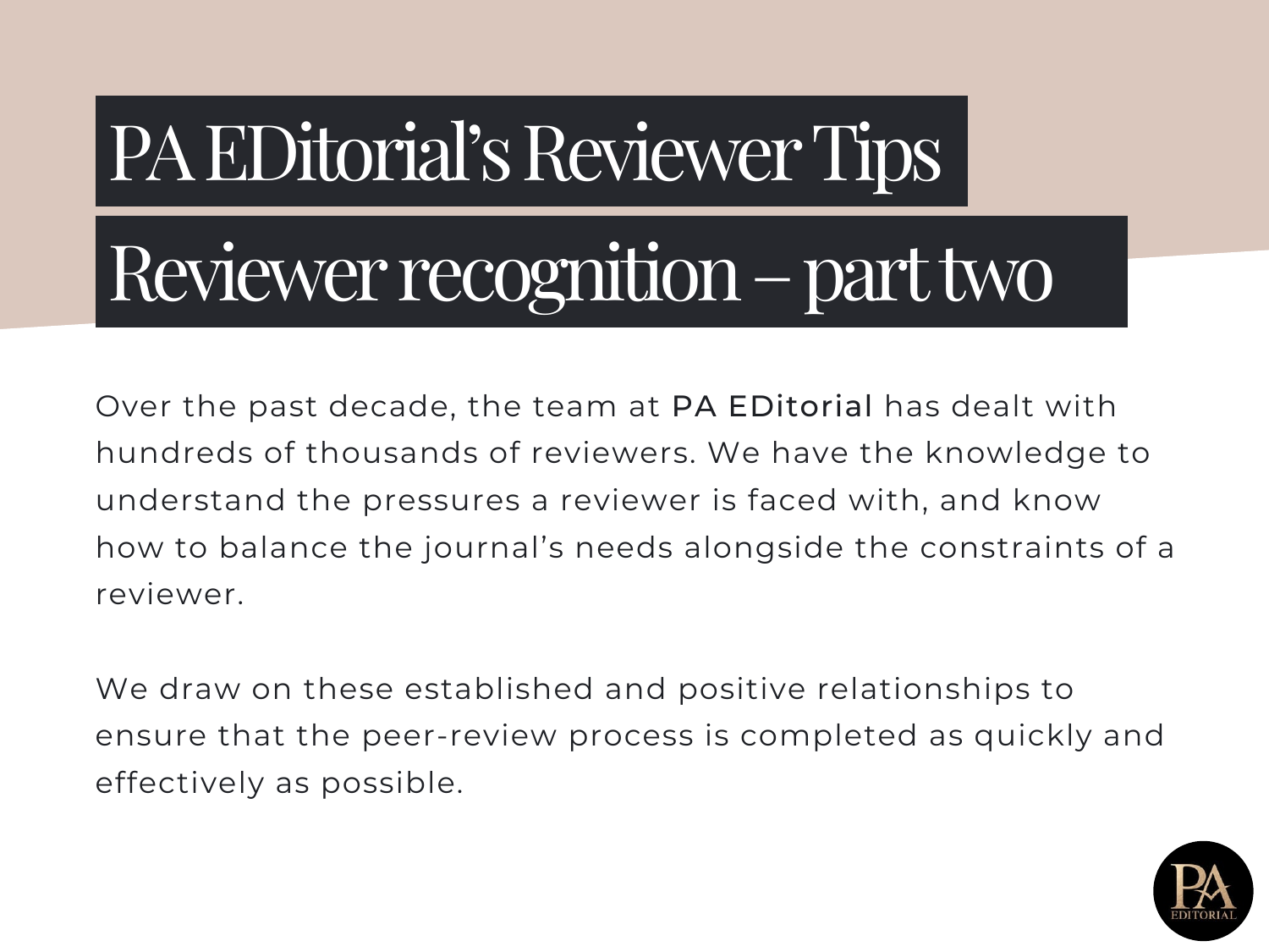# PA EDitorial's Reviewer Tips

## Reviewer recognition – part two

Over the past decade, the team at PA EDitorial has dealt with hundreds of thousands of reviewers. We have the knowledge to understand the pressures a reviewer is faced with, and know how to balance the journal's needs alongside the constraints of a reviewer.

We draw on these established and positive relationships to ensure that the peer-review process is completed as quickly and effectively as possible.